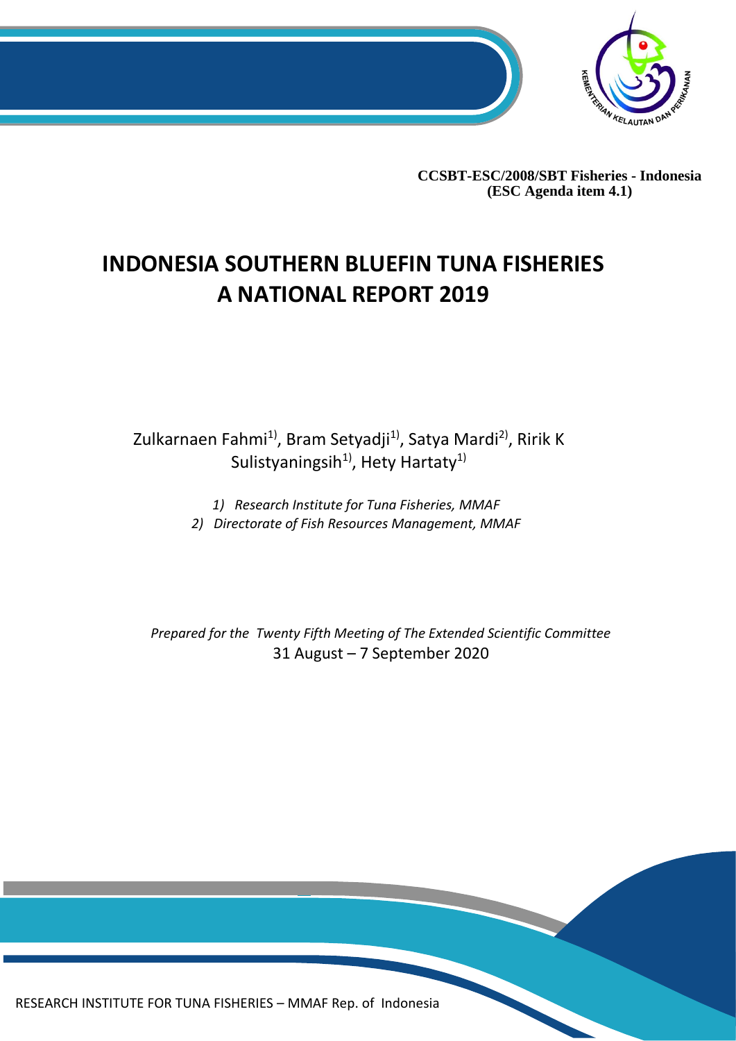CCSBT-ESC/2008/SBT Fisheries - Indonesia
(ESC Agenda item 4.1)

# INDONESIA SOUTHERN BLUEFIN TUNA FISHERIES A NATIONAL REPORT 2019

Zulkarnaen Fahmi[1], Bram Setyadji[1], Satya Mardi[2], Ririk K Sulistyaningsih[1], Hety Hartaty[1]

*1) Research Institute for Tuna Fisheries, MMAF*
*2) Directorate of Fish Resources Management, MMAF*

*Prepared for the Twenty Fifth Meeting of The Extended Scientific Committee*
31 August – 7 September 2020

RESEARCH INSTITUTE FOR TUNA FISHERIES – MMAF Rep. of Indonesia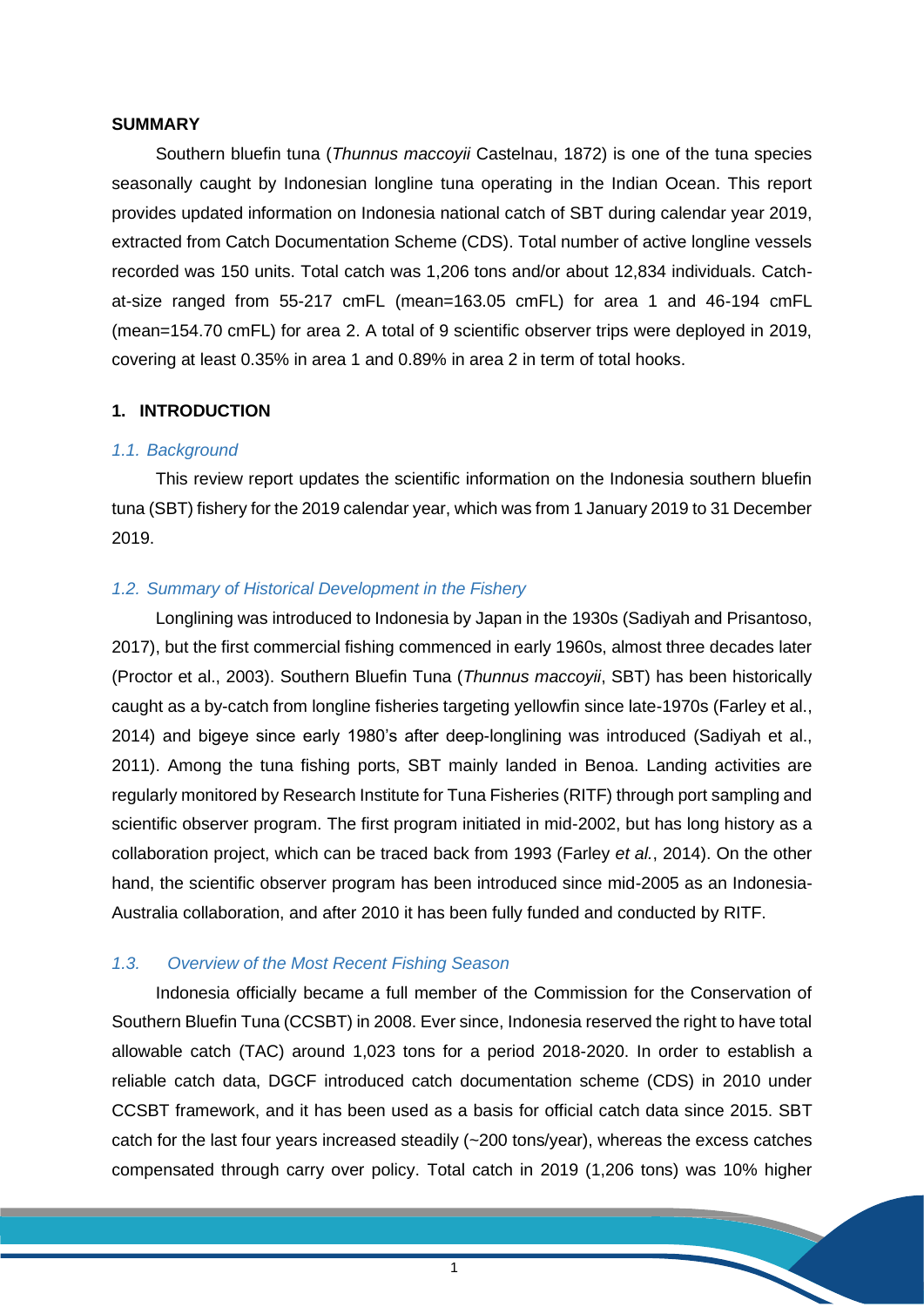## SUMMARY

Southern bluefin tuna (*Thunnus maccoyii* Castelnau, 1872) is one of the tuna species seasonally caught by Indonesian longline tuna operating in the Indian Ocean. This report provides updated information on Indonesia national catch of SBT during calendar year 2019, extracted from Catch Documentation Scheme (CDS). Total number of active longline vessels recorded was 150 units. Total catch was 1,206 tons and/or about 12,834 individuals. Catch-at-size ranged from 55-217 cmFL (mean=163.05 cmFL) for area 1 and 46-194 cmFL (mean=154.70 cmFL) for area 2. A total of 9 scientific observer trips were deployed in 2019, covering at least 0.35% in area 1 and 0.89% in area 2 in term of total hooks.

## 1. INTRODUCTION

### *1.1. Background*

This review report updates the scientific information on the Indonesia southern bluefin tuna (SBT) fishery for the 2019 calendar year, which was from 1 January 2019 to 31 December 2019.

### *1.2. Summary of Historical Development in the Fishery*

Longlining was introduced to Indonesia by Japan in the 1930s (Sadiyah and Prisantoso, 2017), but the first commercial fishing commenced in early 1960s, almost three decades later (Proctor et al., 2003). Southern Bluefin Tuna (*Thunnus maccoyii*, SBT) has been historically caught as a by-catch from longline fisheries targeting yellowfin since late-1970s (Farley et al., 2014) and bigeye since early 1980's after deep-longlining was introduced (Sadiyah et al., 2011). Among the tuna fishing ports, SBT mainly landed in Benoa. Landing activities are regularly monitored by Research Institute for Tuna Fisheries (RITF) through port sampling and scientific observer program. The first program initiated in mid-2002, but has long history as a collaboration project, which can be traced back from 1993 (Farley *et al.*, 2014). On the other hand, the scientific observer program has been introduced since mid-2005 as an Indonesia-Australia collaboration, and after 2010 it has been fully funded and conducted by RITF.

### *1.3. Overview of the Most Recent Fishing Season*

Indonesia officially became a full member of the Commission for the Conservation of Southern Bluefin Tuna (CCSBT) in 2008. Ever since, Indonesia reserved the right to have total allowable catch (TAC) around 1,023 tons for a period 2018-2020. In order to establish a reliable catch data, DGCF introduced catch documentation scheme (CDS) in 2010 under CCSBT framework, and it has been used as a basis for official catch data since 2015. SBT catch for the last four years increased steadily (~200 tons/year), whereas the excess catches compensated through carry over policy. Total catch in 2019 (1,206 tons) was 10% higher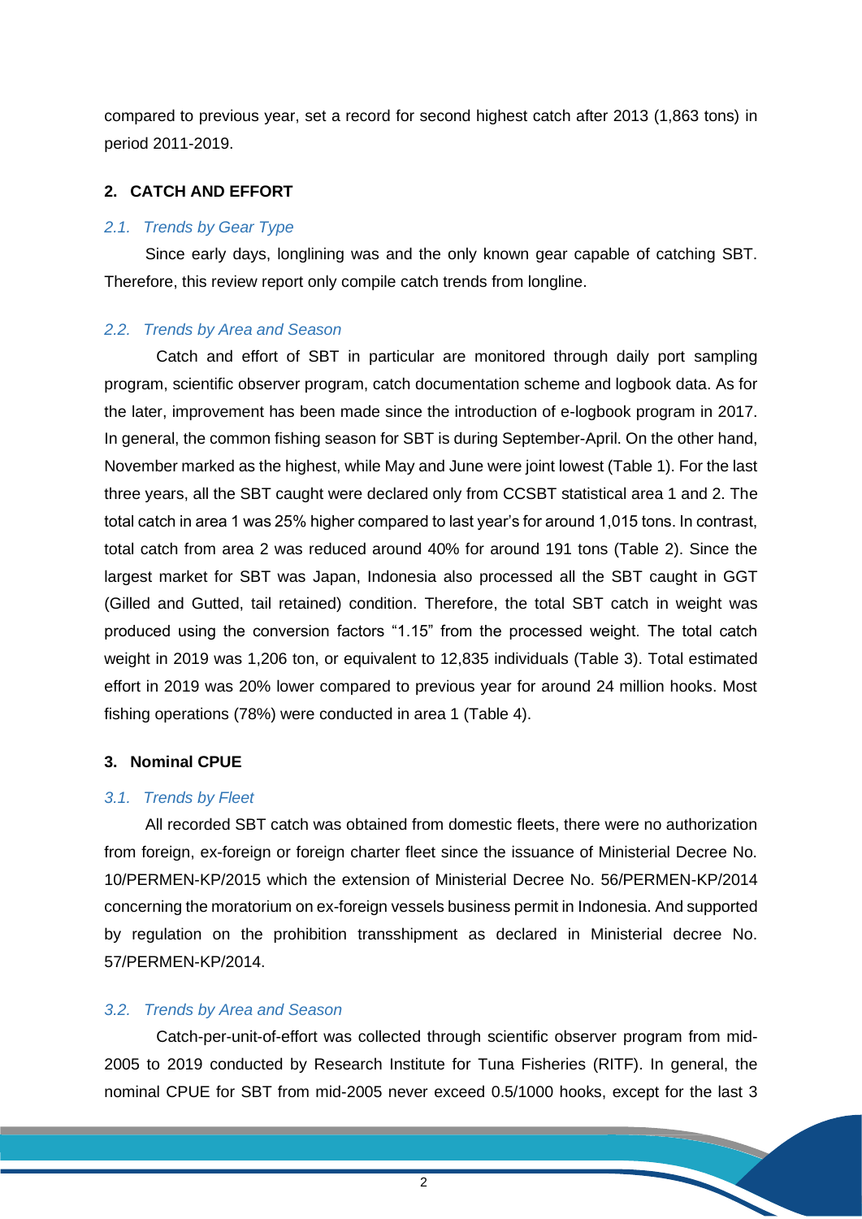compared to previous year, set a record for second highest catch after 2013 (1,863 tons) in period 2011-2019.

## 2. CATCH AND EFFORT

### *2.1. Trends by Gear Type*

Since early days, longlining was and the only known gear capable of catching SBT. Therefore, this review report only compile catch trends from longline.

### *2.2. Trends by Area and Season*

Catch and effort of SBT in particular are monitored through daily port sampling program, scientific observer program, catch documentation scheme and logbook data. As for the later, improvement has been made since the introduction of e-logbook program in 2017. In general, the common fishing season for SBT is during September-April. On the other hand, November marked as the highest, while May and June were joint lowest (Table 1). For the last three years, all the SBT caught were declared only from CCSBT statistical area 1 and 2. The total catch in area 1 was 25% higher compared to last year's for around 1,015 tons. In contrast, total catch from area 2 was reduced around 40% for around 191 tons (Table 2). Since the largest market for SBT was Japan, Indonesia also processed all the SBT caught in GGT (Gilled and Gutted, tail retained) condition. Therefore, the total SBT catch in weight was produced using the conversion factors "1.15" from the processed weight. The total catch weight in 2019 was 1,206 ton, or equivalent to 12,835 individuals (Table 3). Total estimated effort in 2019 was 20% lower compared to previous year for around 24 million hooks. Most fishing operations (78%) were conducted in area 1 (Table 4).

## 3. Nominal CPUE

### *3.1. Trends by Fleet*

All recorded SBT catch was obtained from domestic fleets, there were no authorization from foreign, ex-foreign or foreign charter fleet since the issuance of Ministerial Decree No. 10/PERMEN-KP/2015 which the extension of Ministerial Decree No. 56/PERMEN-KP/2014 concerning the moratorium on ex-foreign vessels business permit in Indonesia. And supported by regulation on the prohibition transshipment as declared in Ministerial decree No. 57/PERMEN-KP/2014.

### *3.2. Trends by Area and Season*

Catch-per-unit-of-effort was collected through scientific observer program from mid-2005 to 2019 conducted by Research Institute for Tuna Fisheries (RITF). In general, the nominal CPUE for SBT from mid-2005 never exceed 0.5/1000 hooks, except for the last 3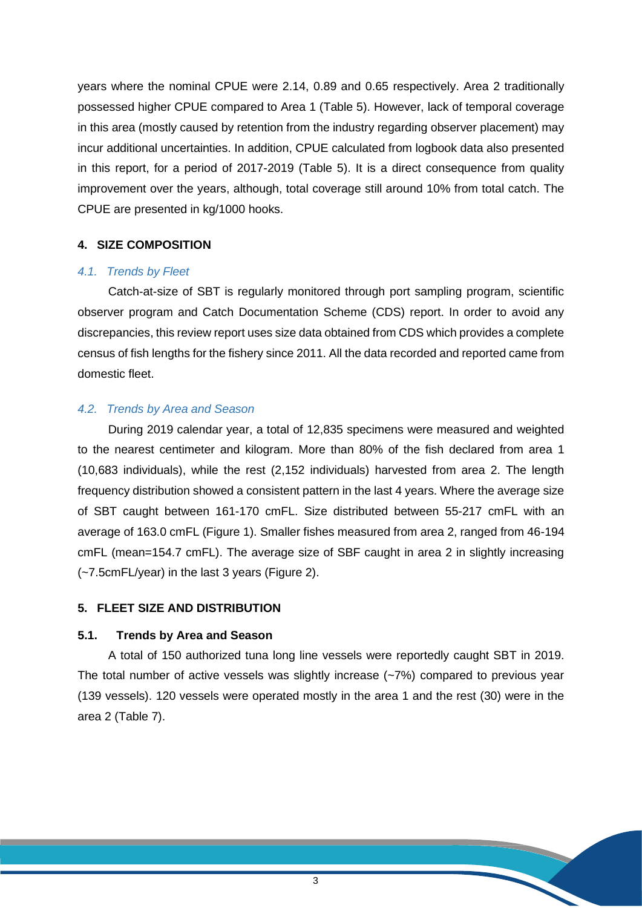years where the nominal CPUE were 2.14, 0.89 and 0.65 respectively. Area 2 traditionally possessed higher CPUE compared to Area 1 (Table 5). However, lack of temporal coverage in this area (mostly caused by retention from the industry regarding observer placement) may incur additional uncertainties. In addition, CPUE calculated from logbook data also presented in this report, for a period of 2017-2019 (Table 5). It is a direct consequence from quality improvement over the years, although, total coverage still around 10% from total catch. The CPUE are presented in kg/1000 hooks.

## 4. SIZE COMPOSITION

### *4.1. Trends by Fleet*

Catch-at-size of SBT is regularly monitored through port sampling program, scientific observer program and Catch Documentation Scheme (CDS) report. In order to avoid any discrepancies, this review report uses size data obtained from CDS which provides a complete census of fish lengths for the fishery since 2011. All the data recorded and reported came from domestic fleet.

### *4.2. Trends by Area and Season*

During 2019 calendar year, a total of 12,835 specimens were measured and weighted to the nearest centimeter and kilogram. More than 80% of the fish declared from area 1 (10,683 individuals), while the rest (2,152 individuals) harvested from area 2. The length frequency distribution showed a consistent pattern in the last 4 years. Where the average size of SBT caught between 161-170 cmFL. Size distributed between 55-217 cmFL with an average of 163.0 cmFL (Figure 1). Smaller fishes measured from area 2, ranged from 46-194 cmFL (mean=154.7 cmFL). The average size of SBF caught in area 2 in slightly increasing (~7.5cmFL/year) in the last 3 years (Figure 2).

## 5. FLEET SIZE AND DISTRIBUTION

### 5.1. Trends by Area and Season

A total of 150 authorized tuna long line vessels were reportedly caught SBT in 2019. The total number of active vessels was slightly increase (~7%) compared to previous year (139 vessels). 120 vessels were operated mostly in the area 1 and the rest (30) were in the area 2 (Table 7).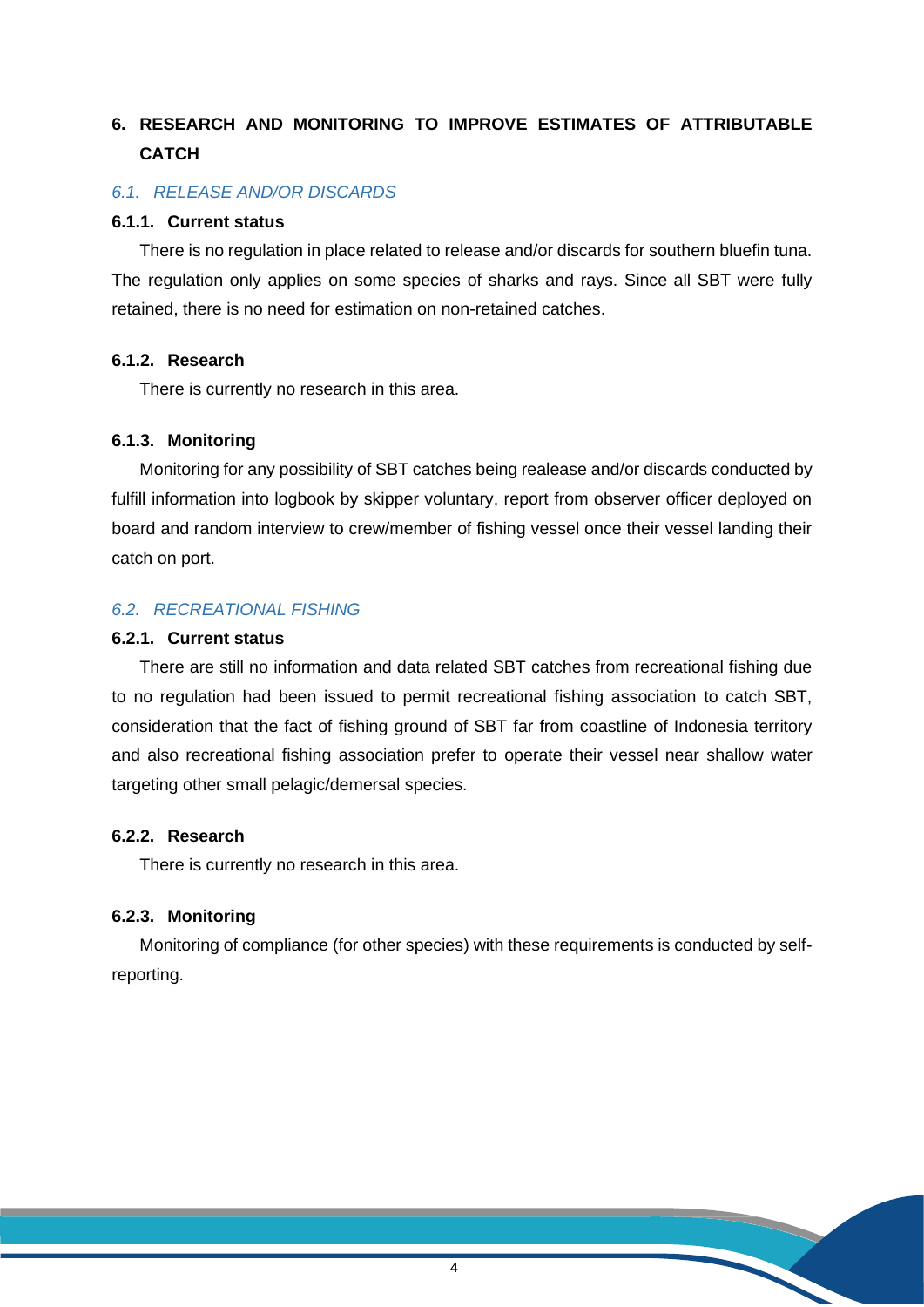## 6. RESEARCH AND MONITORING TO IMPROVE ESTIMATES OF ATTRIBUTABLE CATCH

### *6.1. RELEASE AND/OR DISCARDS*

#### 6.1.1. Current status

There is no regulation in place related to release and/or discards for southern bluefin tuna. The regulation only applies on some species of sharks and rays. Since all SBT were fully retained, there is no need for estimation on non-retained catches.

#### 6.1.2. Research

There is currently no research in this area.

#### 6.1.3. Monitoring

Monitoring for any possibility of SBT catches being realease and/or discards conducted by fulfill information into logbook by skipper voluntary, report from observer officer deployed on board and random interview to crew/member of fishing vessel once their vessel landing their catch on port.

### *6.2. RECREATIONAL FISHING*

#### 6.2.1. Current status

There are still no information and data related SBT catches from recreational fishing due to no regulation had been issued to permit recreational fishing association to catch SBT, consideration that the fact of fishing ground of SBT far from coastline of Indonesia territory and also recreational fishing association prefer to operate their vessel near shallow water targeting other small pelagic/demersal species.

#### 6.2.2. Research

There is currently no research in this area.

#### 6.2.3. Monitoring

Monitoring of compliance (for other species) with these requirements is conducted by self-reporting.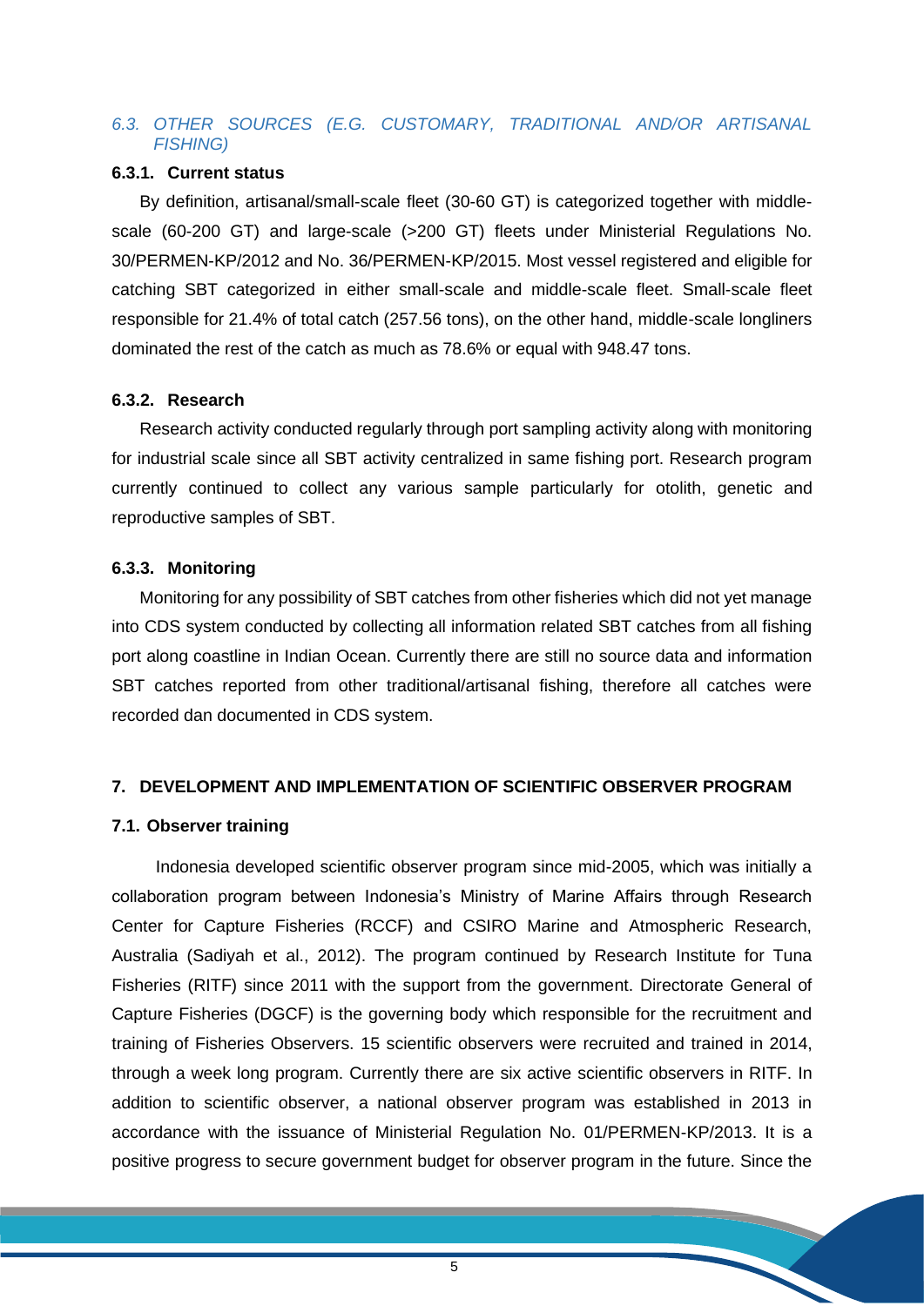### *6.3. OTHER SOURCES (E.G. CUSTOMARY, TRADITIONAL AND/OR ARTISANAL FISHING)*

#### 6.3.1. Current status

By definition, artisanal/small-scale fleet (30-60 GT) is categorized together with middle-scale (60-200 GT) and large-scale (>200 GT) fleets under Ministerial Regulations No. 30/PERMEN-KP/2012 and No. 36/PERMEN-KP/2015. Most vessel registered and eligible for catching SBT categorized in either small-scale and middle-scale fleet. Small-scale fleet responsible for 21.4% of total catch (257.56 tons), on the other hand, middle-scale longliners dominated the rest of the catch as much as 78.6% or equal with 948.47 tons.

#### 6.3.2. Research

Research activity conducted regularly through port sampling activity along with monitoring for industrial scale since all SBT activity centralized in same fishing port. Research program currently continued to collect any various sample particularly for otolith, genetic and reproductive samples of SBT.

#### 6.3.3. Monitoring

Monitoring for any possibility of SBT catches from other fisheries which did not yet manage into CDS system conducted by collecting all information related SBT catches from all fishing port along coastline in Indian Ocean. Currently there are still no source data and information SBT catches reported from other traditional/artisanal fishing, therefore all catches were recorded dan documented in CDS system.

## 7. DEVELOPMENT AND IMPLEMENTATION OF SCIENTIFIC OBSERVER PROGRAM

### 7.1. Observer training

Indonesia developed scientific observer program since mid-2005, which was initially a collaboration program between Indonesia's Ministry of Marine Affairs through Research Center for Capture Fisheries (RCCF) and CSIRO Marine and Atmospheric Research, Australia (Sadiyah et al., 2012). The program continued by Research Institute for Tuna Fisheries (RITF) since 2011 with the support from the government. Directorate General of Capture Fisheries (DGCF) is the governing body which responsible for the recruitment and training of Fisheries Observers. 15 scientific observers were recruited and trained in 2014, through a week long program. Currently there are six active scientific observers in RITF. In addition to scientific observer, a national observer program was established in 2013 in accordance with the issuance of Ministerial Regulation No. 01/PERMEN-KP/2013. It is a positive progress to secure government budget for observer program in the future. Since the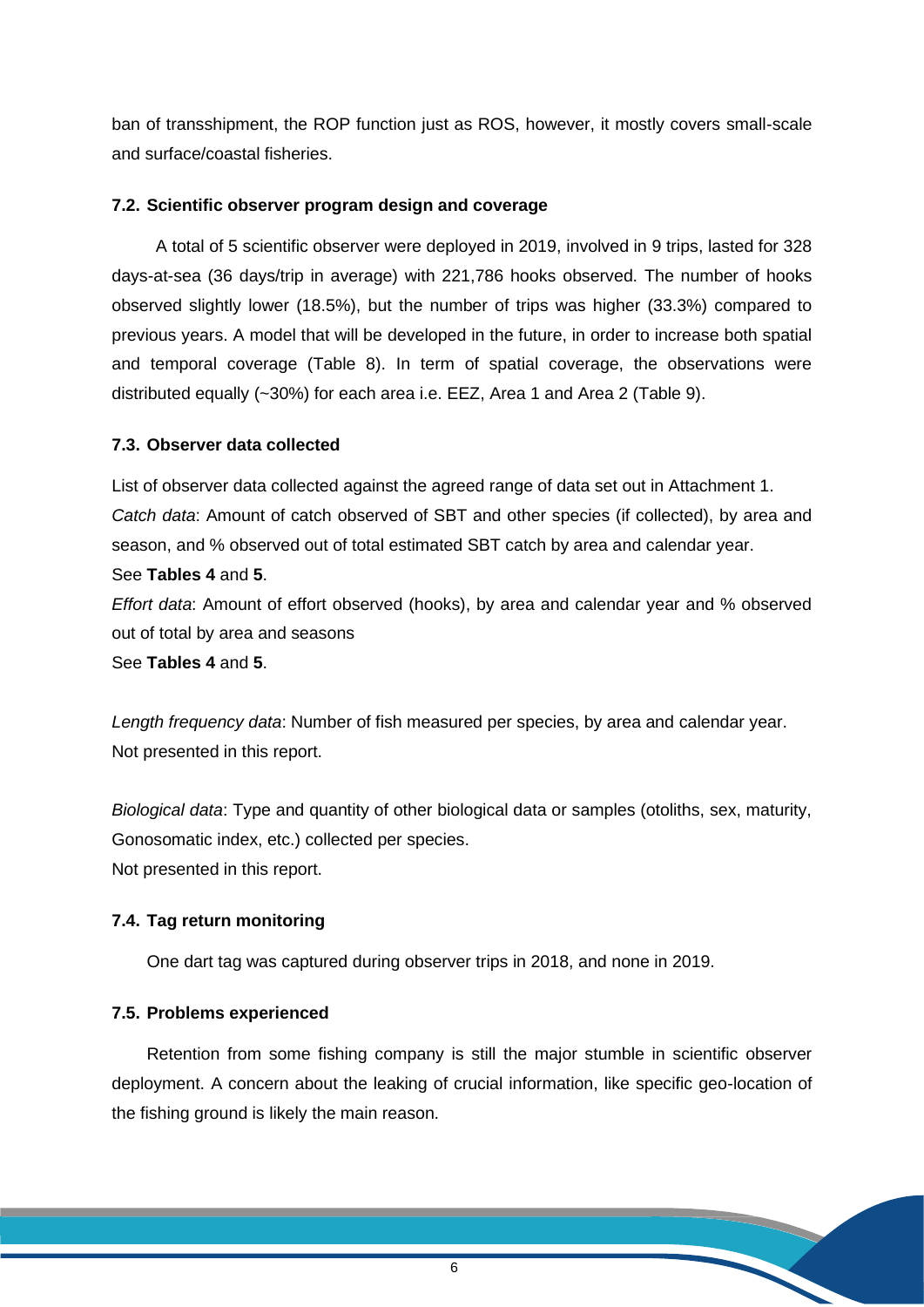ban of transshipment, the ROP function just as ROS, however, it mostly covers small-scale and surface/coastal fisheries.

### 7.2. Scientific observer program design and coverage

A total of 5 scientific observer were deployed in 2019, involved in 9 trips, lasted for 328 days-at-sea (36 days/trip in average) with 221,786 hooks observed. The number of hooks observed slightly lower (18.5%), but the number of trips was higher (33.3%) compared to previous years. A model that will be developed in the future, in order to increase both spatial and temporal coverage (Table 8). In term of spatial coverage, the observations were distributed equally (~30%) for each area i.e. EEZ, Area 1 and Area 2 (Table 9).

### 7.3. Observer data collected

List of observer data collected against the agreed range of data set out in Attachment 1.

*Catch data*: Amount of catch observed of SBT and other species (if collected), by area and season, and % observed out of total estimated SBT catch by area and calendar year.

See **Tables 4** and **5**.

*Effort data*: Amount of effort observed (hooks), by area and calendar year and % observed out of total by area and seasons

See **Tables 4** and **5**.

*Length frequency data*: Number of fish measured per species, by area and calendar year.

Not presented in this report.

*Biological data*: Type and quantity of other biological data or samples (otoliths, sex, maturity, Gonosomatic index, etc.) collected per species.

Not presented in this report.

### 7.4. Tag return monitoring

One dart tag was captured during observer trips in 2018, and none in 2019.

### 7.5. Problems experienced

Retention from some fishing company is still the major stumble in scientific observer deployment. A concern about the leaking of crucial information, like specific geo-location of the fishing ground is likely the main reason.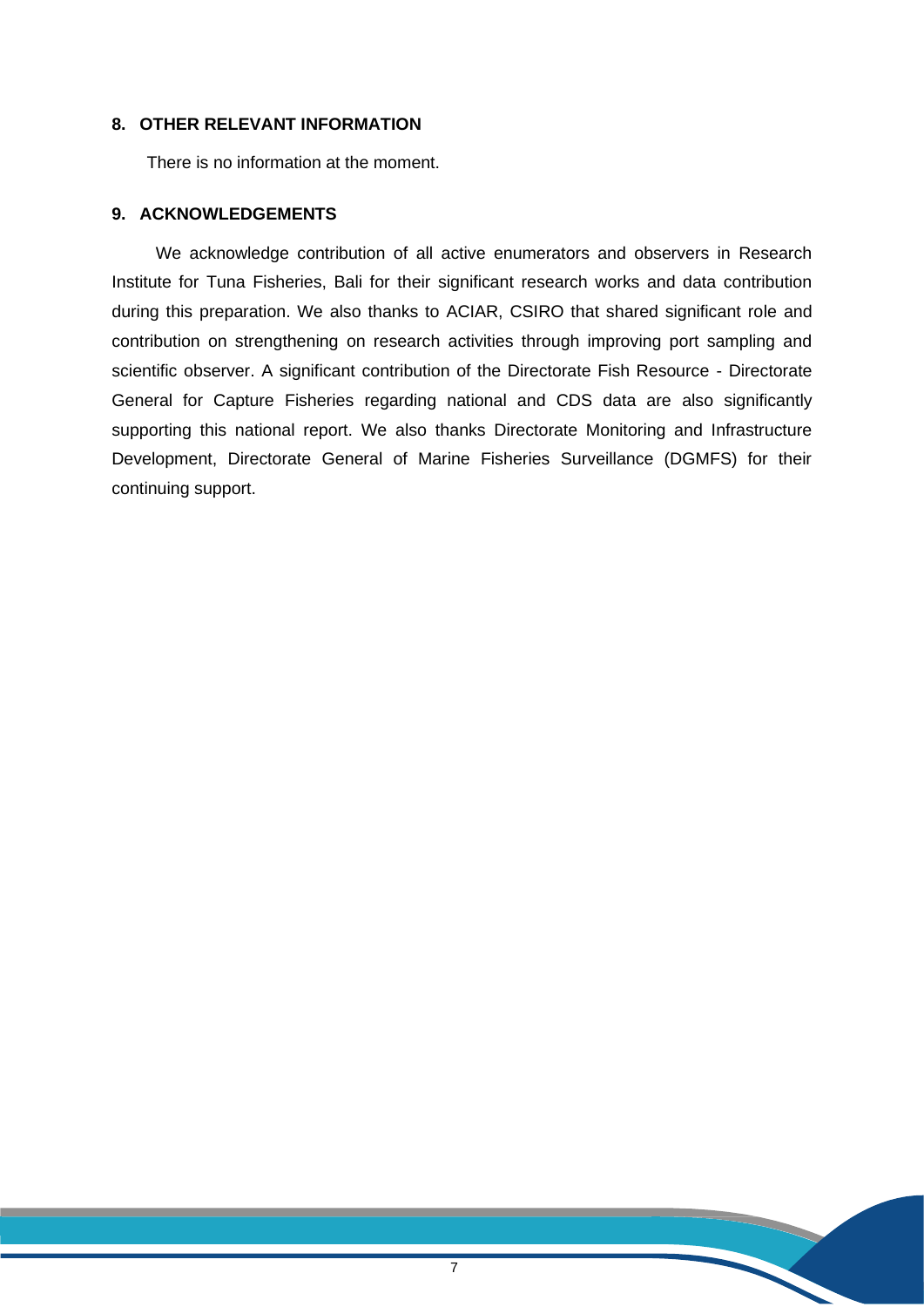## 8. OTHER RELEVANT INFORMATION

There is no information at the moment.

## 9. ACKNOWLEDGEMENTS

We acknowledge contribution of all active enumerators and observers in Research Institute for Tuna Fisheries, Bali for their significant research works and data contribution during this preparation. We also thanks to ACIAR, CSIRO that shared significant role and contribution on strengthening on research activities through improving port sampling and scientific observer. A significant contribution of the Directorate Fish Resource - Directorate General for Capture Fisheries regarding national and CDS data are also significantly supporting this national report. We also thanks Directorate Monitoring and Infrastructure Development, Directorate General of Marine Fisheries Surveillance (DGMFS) for their continuing support.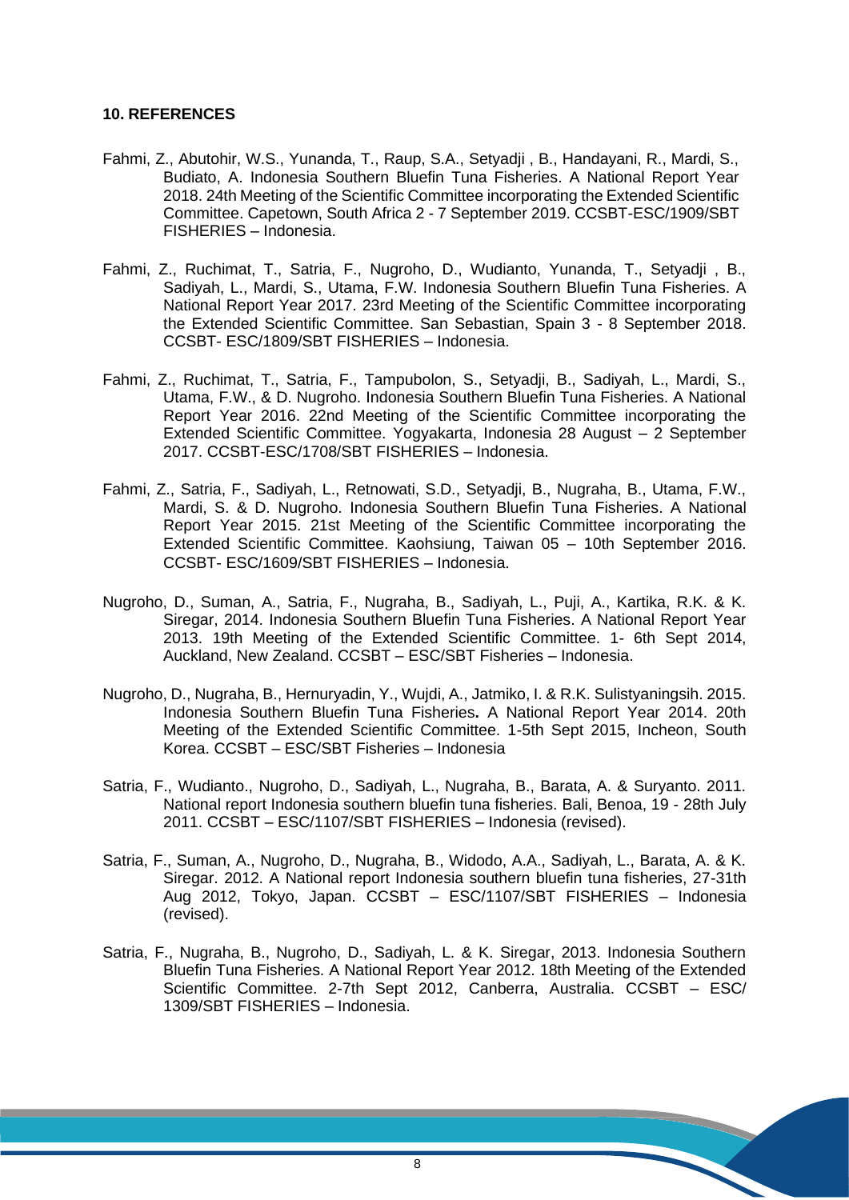## 10. REFERENCES

Fahmi, Z., Abutohir, W.S., Yunanda, T., Raup, S.A., Setyadji , B., Handayani, R., Mardi, S., Budiato, A. Indonesia Southern Bluefin Tuna Fisheries. A National Report Year 2018. 24th Meeting of the Scientific Committee incorporating the Extended Scientific Committee. Capetown, South Africa 2 - 7 September 2019. CCSBT-ESC/1909/SBT FISHERIES – Indonesia.

Fahmi, Z., Ruchimat, T., Satria, F., Nugroho, D., Wudianto, Yunanda, T., Setyadji , B., Sadiyah, L., Mardi, S., Utama, F.W. Indonesia Southern Bluefin Tuna Fisheries. A National Report Year 2017. 23rd Meeting of the Scientific Committee incorporating the Extended Scientific Committee. San Sebastian, Spain 3 - 8 September 2018. CCSBT- ESC/1809/SBT FISHERIES – Indonesia.

Fahmi, Z., Ruchimat, T., Satria, F., Tampubolon, S., Setyadji, B., Sadiyah, L., Mardi, S., Utama, F.W., & D. Nugroho. Indonesia Southern Bluefin Tuna Fisheries. A National Report Year 2016. 22nd Meeting of the Scientific Committee incorporating the Extended Scientific Committee. Yogyakarta, Indonesia 28 August – 2 September 2017. CCSBT-ESC/1708/SBT FISHERIES – Indonesia.

Fahmi, Z., Satria, F., Sadiyah, L., Retnowati, S.D., Setyadji, B., Nugraha, B., Utama, F.W., Mardi, S. & D. Nugroho. Indonesia Southern Bluefin Tuna Fisheries. A National Report Year 2015. 21st Meeting of the Scientific Committee incorporating the Extended Scientific Committee. Kaohsiung, Taiwan 05 – 10th September 2016. CCSBT- ESC/1609/SBT FISHERIES – Indonesia.

Nugroho, D., Suman, A., Satria, F., Nugraha, B., Sadiyah, L., Puji, A., Kartika, R.K. & K. Siregar, 2014. Indonesia Southern Bluefin Tuna Fisheries. A National Report Year 2013. 19th Meeting of the Extended Scientific Committee. 1- 6th Sept 2014, Auckland, New Zealand. CCSBT – ESC/SBT Fisheries – Indonesia.

Nugroho, D., Nugraha, B., Hernuryadin, Y., Wujdi, A., Jatmiko, I. & R.K. Sulistyaningsih. 2015. Indonesia Southern Bluefin Tuna Fisheries**.** A National Report Year 2014. 20th Meeting of the Extended Scientific Committee. 1-5th Sept 2015, Incheon, South Korea. CCSBT – ESC/SBT Fisheries – Indonesia

Satria, F., Wudianto., Nugroho, D., Sadiyah, L., Nugraha, B., Barata, A. & Suryanto. 2011. National report Indonesia southern bluefin tuna fisheries. Bali, Benoa, 19 - 28th July 2011. CCSBT – ESC/1107/SBT FISHERIES – Indonesia (revised).

Satria, F., Suman, A., Nugroho, D., Nugraha, B., Widodo, A.A., Sadiyah, L., Barata, A. & K. Siregar. 2012. A National report Indonesia southern bluefin tuna fisheries, 27-31th Aug 2012, Tokyo, Japan. CCSBT – ESC/1107/SBT FISHERIES – Indonesia (revised).

Satria, F., Nugraha, B., Nugroho, D., Sadiyah, L. & K. Siregar, 2013. Indonesia Southern Bluefin Tuna Fisheries. A National Report Year 2012. 18th Meeting of the Extended Scientific Committee. 2-7th Sept 2012, Canberra, Australia. CCSBT – ESC/ 1309/SBT FISHERIES – Indonesia.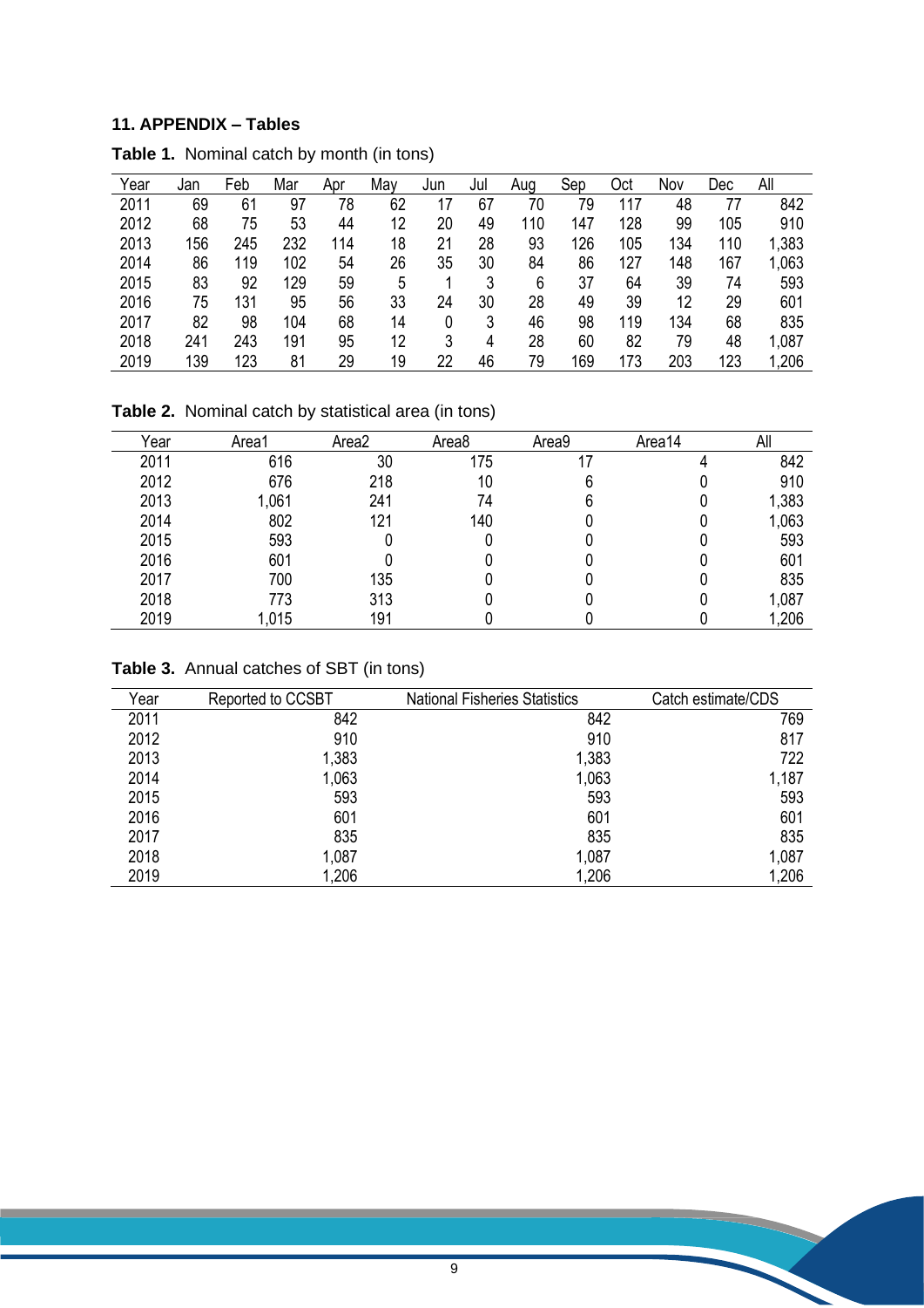## 11. APPENDIX – Tables

**Table 1.** Nominal catch by month (in tons)

| Year | Jan | Feb | Mar | Apr | May | Jun | Jul | Aug | Sep | Oct | Nov | Dec | All |
|---|---|---|---|---|---|---|---|---|---|---|---|---|---|
| 2011 | 69 | 61 | 97 | 78 | 62 | 17 | 67 | 70 | 79 | 117 | 48 | 77 | 842 |
| 2012 | 68 | 75 | 53 | 44 | 12 | 20 | 49 | 110 | 147 | 128 | 99 | 105 | 910 |
| 2013 | 156 | 245 | 232 | 114 | 18 | 21 | 28 | 93 | 126 | 105 | 134 | 110 | 1,383 |
| 2014 | 86 | 119 | 102 | 54 | 26 | 35 | 30 | 84 | 86 | 127 | 148 | 167 | 1,063 |
| 2015 | 83 | 92 | 129 | 59 | 5 | 1 | 3 | 6 | 37 | 64 | 39 | 74 | 593 |
| 2016 | 75 | 131 | 95 | 56 | 33 | 24 | 30 | 28 | 49 | 39 | 12 | 29 | 601 |
| 2017 | 82 | 98 | 104 | 68 | 14 | 0 | 3 | 46 | 98 | 119 | 134 | 68 | 835 |
| 2018 | 241 | 243 | 191 | 95 | 12 | 3 | 4 | 28 | 60 | 82 | 79 | 48 | 1,087 |
| 2019 | 139 | 123 | 81 | 29 | 19 | 22 | 46 | 79 | 169 | 173 | 203 | 123 | 1,206 |

**Table 2.** Nominal catch by statistical area (in tons)

| Year | Area1 | Area2 | Area8 | Area9 | Area14 | All |
|---|---|---|---|---|---|---|
| 2011 | 616 | 30 | 175 | 17 | 4 | 842 |
| 2012 | 676 | 218 | 10 | 6 | 0 | 910 |
| 2013 | 1,061 | 241 | 74 | 6 | 0 | 1,383 |
| 2014 | 802 | 121 | 140 | 0 | 0 | 1,063 |
| 2015 | 593 | 0 | 0 | 0 | 0 | 593 |
| 2016 | 601 | 0 | 0 | 0 | 0 | 601 |
| 2017 | 700 | 135 | 0 | 0 | 0 | 835 |
| 2018 | 773 | 313 | 0 | 0 | 0 | 1,087 |
| 2019 | 1,015 | 191 | 0 | 0 | 0 | 1,206 |

**Table 3.** Annual catches of SBT (in tons)

| Year | Reported to CCSBT | National Fisheries Statistics | Catch estimate/CDS |
|---|---|---|---|
| 2011 | 842 | 842 | 769 |
| 2012 | 910 | 910 | 817 |
| 2013 | 1,383 | 1,383 | 722 |
| 2014 | 1,063 | 1,063 | 1,187 |
| 2015 | 593 | 593 | 593 |
| 2016 | 601 | 601 | 601 |
| 2017 | 835 | 835 | 835 |
| 2018 | 1,087 | 1,087 | 1,087 |
| 2019 | 1,206 | 1,206 | 1,206 |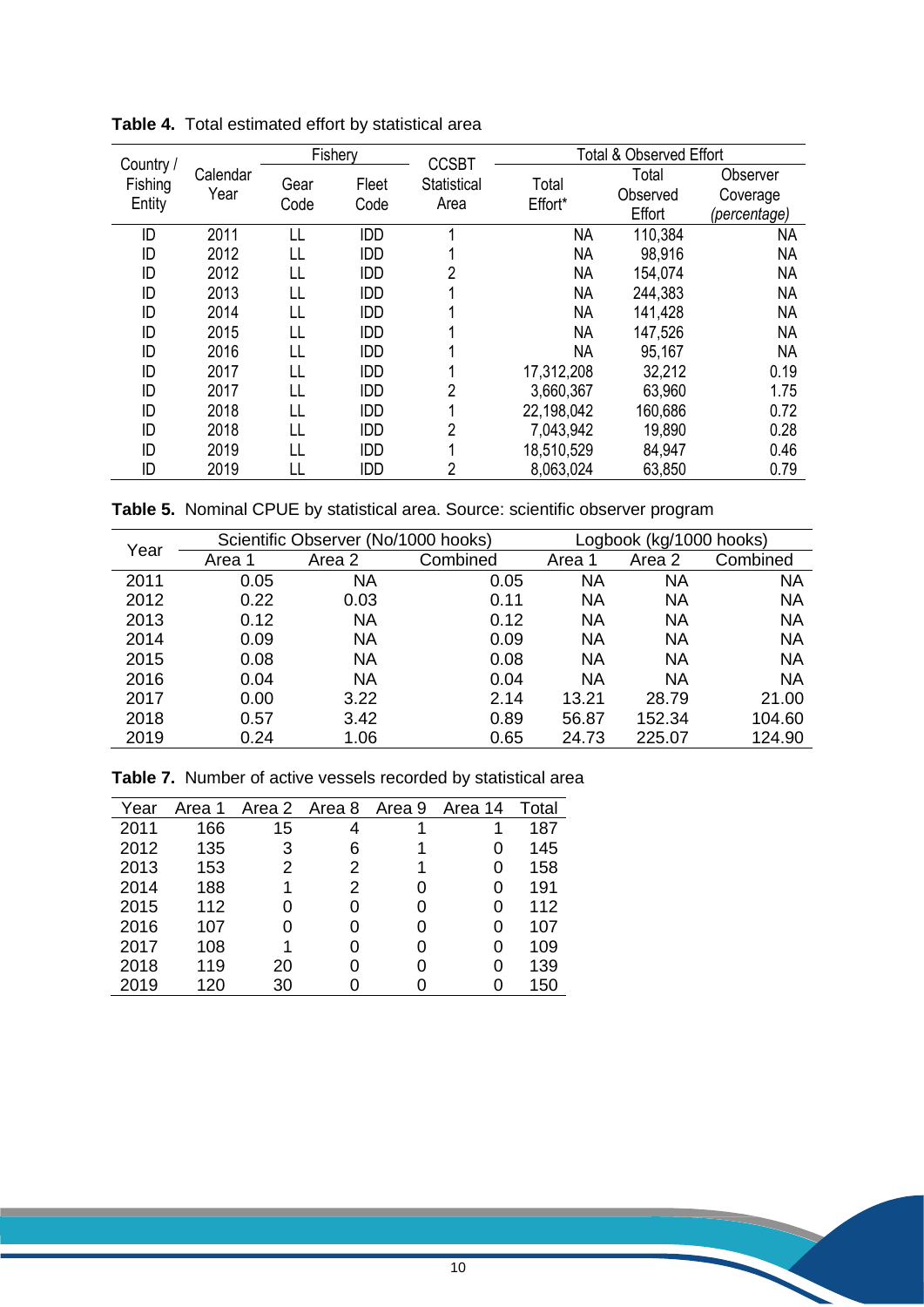**Table 4.** Total estimated effort by statistical area

| Country / Fishing Entity | Calendar Year | Fishery | | CCSBT Statistical Area | Total & Observed Effort | | |
|---|---|---|---|---|---|---|---|
| | | Gear Code | Fleet Code | | Total Effort* | Total Observed Effort | Observer Coverage *(percentage)* |
| ID | 2011 | LL | IDD | 1 | NA | 110,384 | NA |
| ID | 2012 | LL | IDD | 1 | NA | 98,916 | NA |
| ID | 2012 | LL | IDD | 2 | NA | 154,074 | NA |
| ID | 2013 | LL | IDD | 1 | NA | 244,383 | NA |
| ID | 2014 | LL | IDD | 1 | NA | 141,428 | NA |
| ID | 2015 | LL | IDD | 1 | NA | 147,526 | NA |
| ID | 2016 | LL | IDD | 1 | NA | 95,167 | NA |
| ID | 2017 | LL | IDD | 1 | 17,312,208 | 32,212 | 0.19 |
| ID | 2017 | LL | IDD | 2 | 3,660,367 | 63,960 | 1.75 |
| ID | 2018 | LL | IDD | 1 | 22,198,042 | 160,686 | 0.72 |
| ID | 2018 | LL | IDD | 2 | 7,043,942 | 19,890 | 0.28 |
| ID | 2019 | LL | IDD | 1 | 18,510,529 | 84,947 | 0.46 |
| ID | 2019 | LL | IDD | 2 | 8,063,024 | 63,850 | 0.79 |

**Table 5.** Nominal CPUE by statistical area. Source: scientific observer program

| Year | Scientific Observer (No/1000 hooks) | | | Logbook (kg/1000 hooks) | | |
|---|---|---|---|---|---|---|
| | Area 1 | Area 2 | Combined | Area 1 | Area 2 | Combined |
| 2011 | 0.05 | NA | 0.05 | NA | NA | NA |
| 2012 | 0.22 | 0.03 | 0.11 | NA | NA | NA |
| 2013 | 0.12 | NA | 0.12 | NA | NA | NA |
| 2014 | 0.09 | NA | 0.09 | NA | NA | NA |
| 2015 | 0.08 | NA | 0.08 | NA | NA | NA |
| 2016 | 0.04 | NA | 0.04 | NA | NA | NA |
| 2017 | 0.00 | 3.22 | 2.14 | 13.21 | 28.79 | 21.00 |
| 2018 | 0.57 | 3.42 | 0.89 | 56.87 | 152.34 | 104.60 |
| 2019 | 0.24 | 1.06 | 0.65 | 24.73 | 225.07 | 124.90 |

**Table 7.** Number of active vessels recorded by statistical area

| Year | Area 1 | Area 2 | Area 8 | Area 9 | Area 14 | Total |
|---|---|---|---|---|---|---|
| 2011 | 166 | 15 | 4 | 1 | 1 | 187 |
| 2012 | 135 | 3 | 6 | 1 | 0 | 145 |
| 2013 | 153 | 2 | 2 | 1 | 0 | 158 |
| 2014 | 188 | 1 | 2 | 0 | 0 | 191 |
| 2015 | 112 | 0 | 0 | 0 | 0 | 112 |
| 2016 | 107 | 0 | 0 | 0 | 0 | 107 |
| 2017 | 108 | 1 | 0 | 0 | 0 | 109 |
| 2018 | 119 | 20 | 0 | 0 | 0 | 139 |
| 2019 | 120 | 30 | 0 | 0 | 0 | 150 |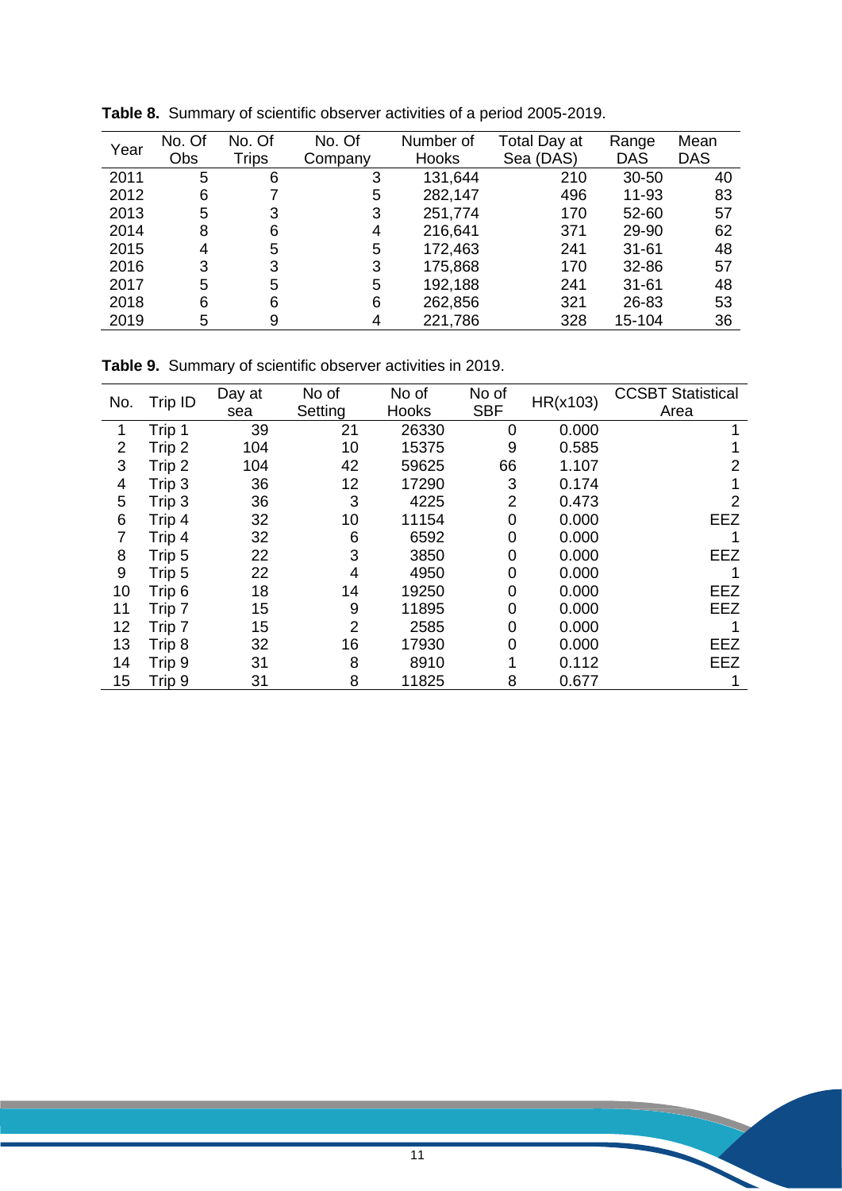**Table 8.** Summary of scientific observer activities of a period 2005-2019.

| Year | No. Of Obs | No. Of Trips | No. Of Company | Number of Hooks | Total Day at Sea (DAS) | Range DAS | Mean DAS |
|---|---|---|---|---|---|---|---|
| 2011 | 5 | 6 | 3 | 131,644 | 210 | 30-50 | 40 |
| 2012 | 6 | 7 | 5 | 282,147 | 496 | 11-93 | 83 |
| 2013 | 5 | 3 | 3 | 251,774 | 170 | 52-60 | 57 |
| 2014 | 8 | 6 | 4 | 216,641 | 371 | 29-90 | 62 |
| 2015 | 4 | 5 | 5 | 172,463 | 241 | 31-61 | 48 |
| 2016 | 3 | 3 | 3 | 175,868 | 170 | 32-86 | 57 |
| 2017 | 5 | 5 | 5 | 192,188 | 241 | 31-61 | 48 |
| 2018 | 6 | 6 | 6 | 262,856 | 321 | 26-83 | 53 |
| 2019 | 5 | 9 | 4 | 221,786 | 328 | 15-104 | 36 |

**Table 9.** Summary of scientific observer activities in 2019.

| No. | Trip ID | Day at sea | No of Setting | No of Hooks | No of SBF | HR(x103) | CCSBT Statistical Area |
|---|---|---|---|---|---|---|---|
| 1 | Trip 1 | 39 | 21 | 26330 | 0 | 0.000 | 1 |
| 2 | Trip 2 | 104 | 10 | 15375 | 9 | 0.585 | 1 |
| 3 | Trip 2 | 104 | 42 | 59625 | 66 | 1.107 | 2 |
| 4 | Trip 3 | 36 | 12 | 17290 | 3 | 0.174 | 1 |
| 5 | Trip 3 | 36 | 3 | 4225 | 2 | 0.473 | 2 |
| 6 | Trip 4 | 32 | 10 | 11154 | 0 | 0.000 | EEZ |
| 7 | Trip 4 | 32 | 6 | 6592 | 0 | 0.000 | 1 |
| 8 | Trip 5 | 22 | 3 | 3850 | 0 | 0.000 | EEZ |
| 9 | Trip 5 | 22 | 4 | 4950 | 0 | 0.000 | 1 |
| 10 | Trip 6 | 18 | 14 | 19250 | 0 | 0.000 | EEZ |
| 11 | Trip 7 | 15 | 9 | 11895 | 0 | 0.000 | EEZ |
| 12 | Trip 7 | 15 | 2 | 2585 | 0 | 0.000 | 1 |
| 13 | Trip 8 | 32 | 16 | 17930 | 0 | 0.000 | EEZ |
| 14 | Trip 9 | 31 | 8 | 8910 | 1 | 0.112 | EEZ |
| 15 | Trip 9 | 31 | 8 | 11825 | 8 | 0.677 | 1 |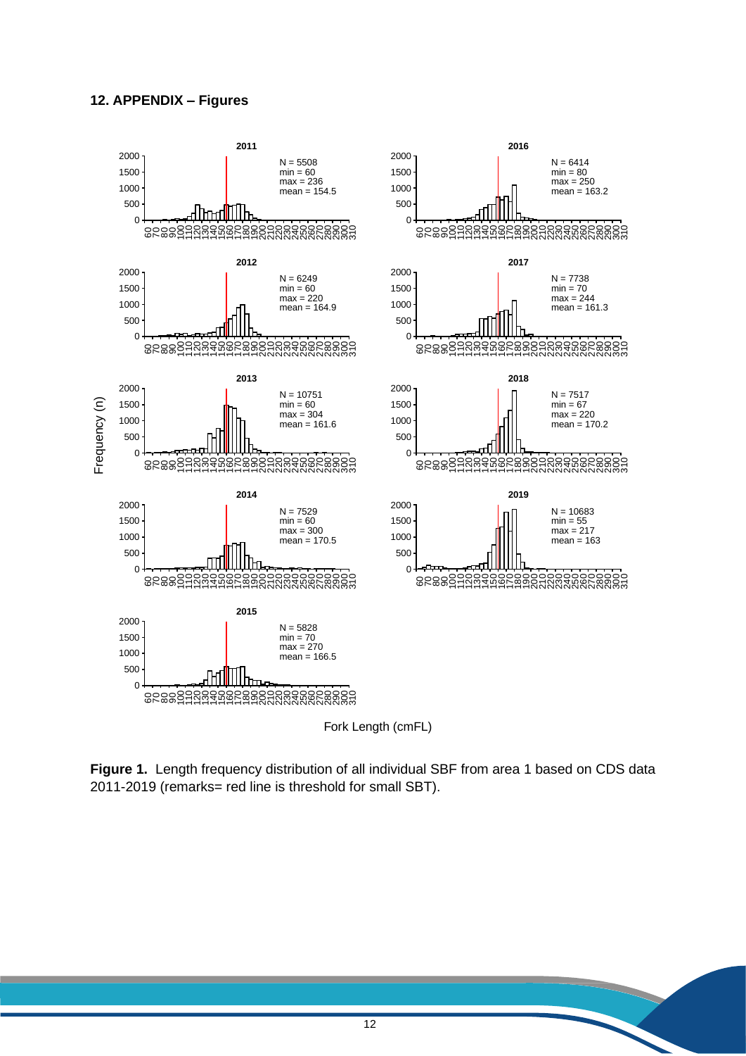## 12. APPENDIX – Figures

**Figure 1.** Length frequency distribution of all individual SBF from area 1 based on CDS data 2011-2019 (remarks= red line is threshold for small SBT).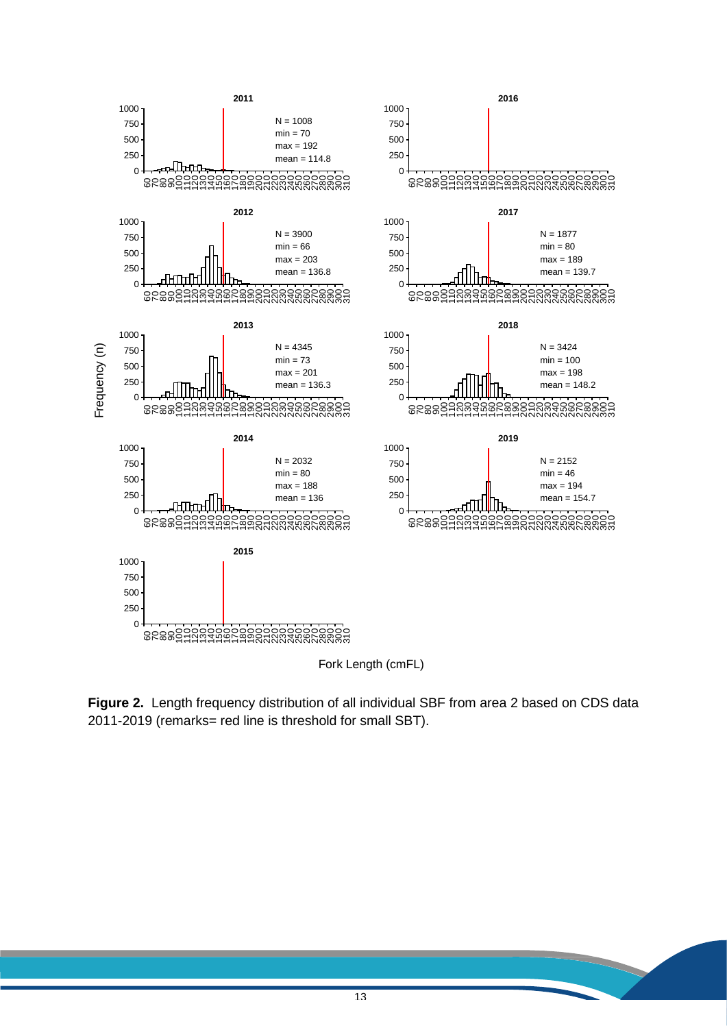2011

N = 1008
min = 70
max = 192
mean = 114.8

2016

2012

N = 3900
min = 66
max = 203
mean = 136.8

2017

N = 1877
min = 80
max = 189
mean = 139.7

2013

N = 4345
min = 73
max = 201
mean = 136.3

2018

N = 3424
min = 100
max = 198
mean = 148.2

2014

N = 2032
min = 80
max = 188
mean = 136

2019

N = 2152
min = 46
max = 194
mean = 154.7

2015

Frequency (n)

Fork Length (cmFL)

**Figure 2.** Length frequency distribution of all individual SBF from area 2 based on CDS data 2011-2019 (remarks= red line is threshold for small SBT).